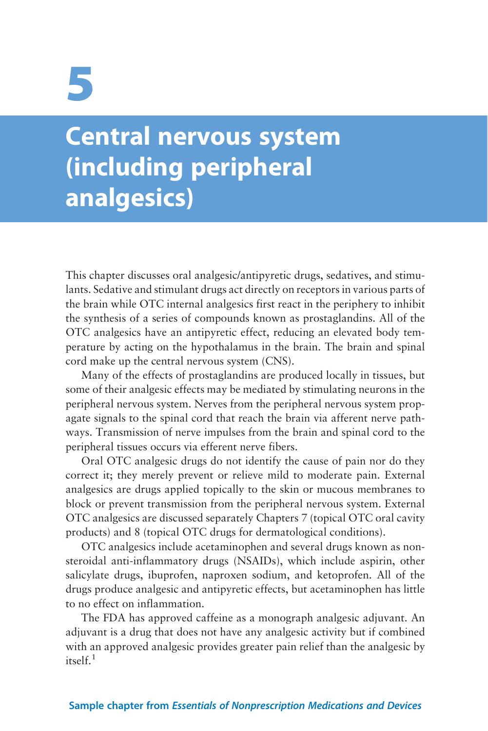# 5

# Central nervous system (including peripheral analgesics)

This chapter discusses oral analgesic/antipyretic drugs, sedatives, and stimulants. Sedative and stimulant drugs act directly on receptors in various parts of the brain while OTC internal analgesics first react in the periphery to inhibit the synthesis of a series of compounds known as prostaglandins. All of the OTC analgesics have an antipyretic effect, reducing an elevated body temperature by acting on the hypothalamus in the brain. The brain and spinal cord make up the central nervous system (CNS).

Many of the effects of prostaglandins are produced locally in tissues, but some of their analgesic effects may be mediated by stimulating neurons in the peripheral nervous system. Nerves from the peripheral nervous system propagate signals to the spinal cord that reach the brain via afferent nerve pathways. Transmission of nerve impulses from the brain and spinal cord to the peripheral tissues occurs via efferent nerve fibers.

Oral OTC analgesic drugs do not identify the cause of pain nor do they correct it; they merely prevent or relieve mild to moderate pain. External analgesics are drugs applied topically to the skin or mucous membranes to block or prevent transmission from the peripheral nervous system. External OTC analgesics are discussed separately Chapters 7 (topical OTC oral cavity products) and 8 (topical OTC drugs for dermatological conditions).

OTC analgesics include acetaminophen and several drugs known as nonsteroidal anti-inflammatory drugs (NSAIDs), which include aspirin, other salicylate drugs, ibuprofen, naproxen sodium, and ketoprofen. All of the drugs produce analgesic and antipyretic effects, but acetaminophen has little to no effect on inflammation.

The FDA has approved caffeine as a monograph analgesic adjuvant. An adjuvant is a drug that does not have any analgesic activity but if combined with an approved analgesic provides greater pain relief than the analgesic by itself.[1]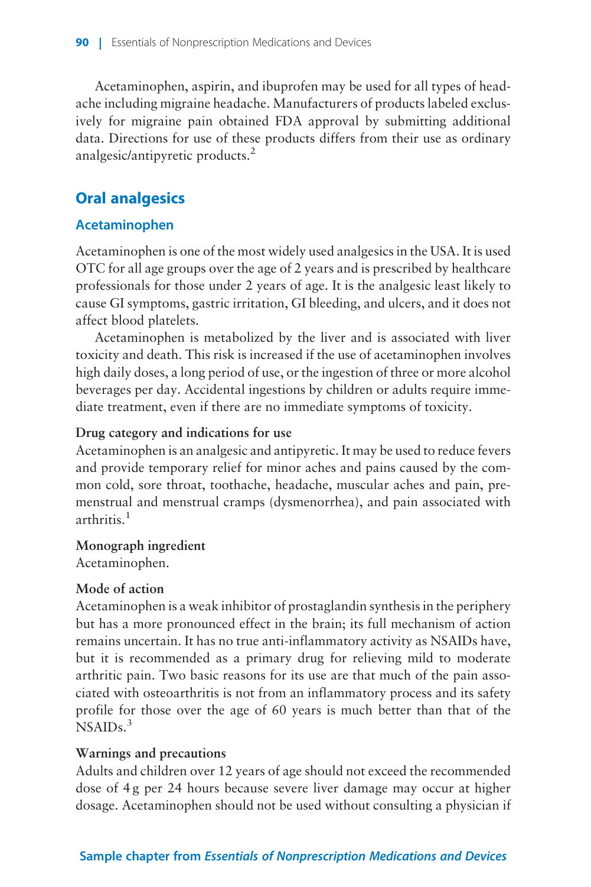Acetaminophen, aspirin, and ibuprofen may be used for all types of headache including migraine headache. Manufacturers of products labeled exclusively for migraine pain obtained FDA approval by submitting additional data. Directions for use of these products differs from their use as ordinary analgesic/antipyretic products.[2]

## Oral analgesics

### Acetaminophen

Acetaminophen is one of the most widely used analgesics in the USA. It is used OTC for all age groups over the age of 2 years and is prescribed by healthcare professionals for those under 2 years of age. It is the analgesic least likely to cause GI symptoms, gastric irritation, GI bleeding, and ulcers, and it does not affect blood platelets.

Acetaminophen is metabolized by the liver and is associated with liver toxicity and death. This risk is increased if the use of acetaminophen involves high daily doses, a long period of use, or the ingestion of three or more alcohol beverages per day. Accidental ingestions by children or adults require immediate treatment, even if there are no immediate symptoms of toxicity.

**Drug category and indications for use**

Acetaminophen is an analgesic and antipyretic. It may be used to reduce fevers and provide temporary relief for minor aches and pains caused by the common cold, sore throat, toothache, headache, muscular aches and pain, premenstrual and menstrual cramps (dysmenorrhea), and pain associated with arthritis.[1]

**Monograph ingredient**

Acetaminophen.

**Mode of action**

Acetaminophen is a weak inhibitor of prostaglandin synthesis in the periphery but has a more pronounced effect in the brain; its full mechanism of action remains uncertain. It has no true anti-inflammatory activity as NSAIDs have, but it is recommended as a primary drug for relieving mild to moderate arthritic pain. Two basic reasons for its use are that much of the pain associated with osteoarthritis is not from an inflammatory process and its safety profile for those over the age of 60 years is much better than that of the NSAIDs.[3]

**Warnings and precautions**

Adults and children over 12 years of age should not exceed the recommended dose of 4 g per 24 hours because severe liver damage may occur at higher dosage. Acetaminophen should not be used without consulting a physician if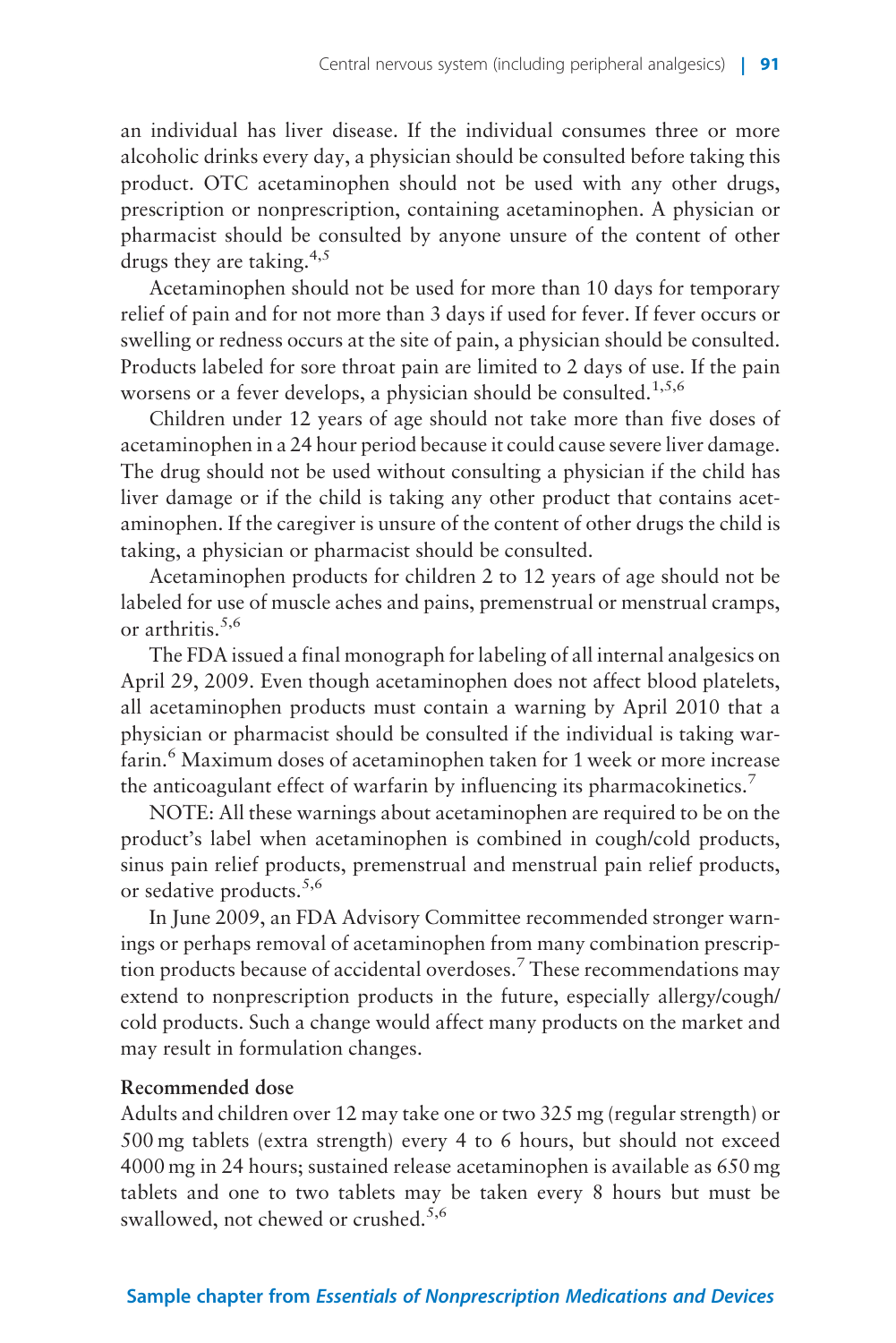an individual has liver disease. If the individual consumes three or more alcoholic drinks every day, a physician should be consulted before taking this product. OTC acetaminophen should not be used with any other drugs, prescription or nonprescription, containing acetaminophen. A physician or pharmacist should be consulted by anyone unsure of the content of other drugs they are taking.[4,5]

Acetaminophen should not be used for more than 10 days for temporary relief of pain and for not more than 3 days if used for fever. If fever occurs or swelling or redness occurs at the site of pain, a physician should be consulted. Products labeled for sore throat pain are limited to 2 days of use. If the pain worsens or a fever develops, a physician should be consulted.[1,5,6]

Children under 12 years of age should not take more than five doses of acetaminophen in a 24 hour period because it could cause severe liver damage. The drug should not be used without consulting a physician if the child has liver damage or if the child is taking any other product that contains acetaminophen. If the caregiver is unsure of the content of other drugs the child is taking, a physician or pharmacist should be consulted.

Acetaminophen products for children 2 to 12 years of age should not be labeled for use of muscle aches and pains, premenstrual or menstrual cramps, or arthritis.[5,6]

The FDA issued a final monograph for labeling of all internal analgesics on April 29, 2009. Even though acetaminophen does not affect blood platelets, all acetaminophen products must contain a warning by April 2010 that a physician or pharmacist should be consulted if the individual is taking warfarin.[6] Maximum doses of acetaminophen taken for 1 week or more increase the anticoagulant effect of warfarin by influencing its pharmacokinetics.[7]

NOTE: All these warnings about acetaminophen are required to be on the product's label when acetaminophen is combined in cough/cold products, sinus pain relief products, premenstrual and menstrual pain relief products, or sedative products.[5,6]

In June 2009, an FDA Advisory Committee recommended stronger warnings or perhaps removal of acetaminophen from many combination prescription products because of accidental overdoses.[7] These recommendations may extend to nonprescription products in the future, especially allergy/cough/cold products. Such a change would affect many products on the market and may result in formulation changes.

**Recommended dose**

Adults and children over 12 may take one or two 325 mg (regular strength) or 500 mg tablets (extra strength) every 4 to 6 hours, but should not exceed 4000 mg in 24 hours; sustained release acetaminophen is available as 650 mg tablets and one to two tablets may be taken every 8 hours but must be swallowed, not chewed or crushed.[5,6]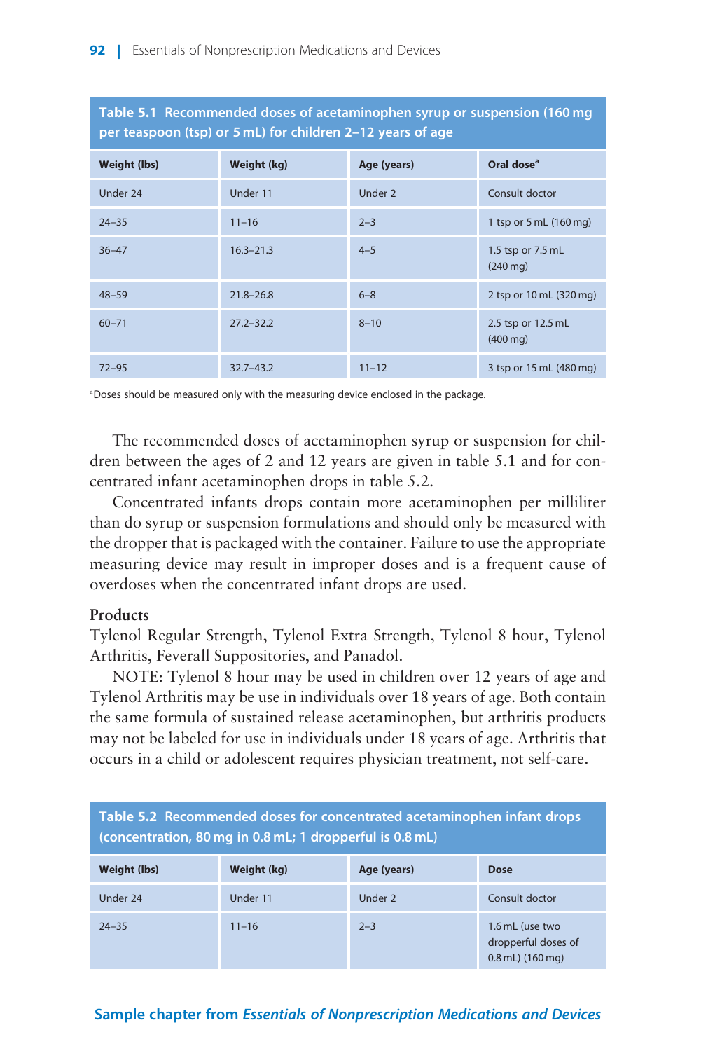**Table 5.1 Recommended doses of acetaminophen syrup or suspension (160 mg per teaspoon (tsp) or 5 mL) for children 2–12 years of age**

| Weight (lbs) | Weight (kg) | Age (years) | Oral dose[a] |
|---|---|---|---|
| Under 24 | Under 11 | Under 2 | Consult doctor |
| 24–35 | 11–16 | 2–3 | 1 tsp or 5 mL (160 mg) |
| 36–47 | 16.3–21.3 | 4–5 | 1.5 tsp or 7.5 mL (240 mg) |
| 48–59 | 21.8–26.8 | 6–8 | 2 tsp or 10 mL (320 mg) |
| 60–71 | 27.2–32.2 | 8–10 | 2.5 tsp or 12.5 mL (400 mg) |
| 72–95 | 32.7–43.2 | 11–12 | 3 tsp or 15 mL (480 mg) |

[a]Doses should be measured only with the measuring device enclosed in the package.

The recommended doses of acetaminophen syrup or suspension for children between the ages of 2 and 12 years are given in table 5.1 and for concentrated infant acetaminophen drops in table 5.2.

Concentrated infants drops contain more acetaminophen per milliliter than do syrup or suspension formulations and should only be measured with the dropper that is packaged with the container. Failure to use the appropriate measuring device may result in improper doses and is a frequent cause of overdoses when the concentrated infant drops are used.

**Products**

Tylenol Regular Strength, Tylenol Extra Strength, Tylenol 8 hour, Tylenol Arthritis, Feverall Suppositories, and Panadol.

NOTE: Tylenol 8 hour may be used in children over 12 years of age and Tylenol Arthritis may be use in individuals over 18 years of age. Both contain the same formula of sustained release acetaminophen, but arthritis products may not be labeled for use in individuals under 18 years of age. Arthritis that occurs in a child or adolescent requires physician treatment, not self-care.

**Table 5.2 Recommended doses for concentrated acetaminophen infant drops (concentration, 80 mg in 0.8 mL; 1 dropperful is 0.8 mL)**

| Weight (lbs) | Weight (kg) | Age (years) | Dose |
|---|---|---|---|
| Under 24 | Under 11 | Under 2 | Consult doctor |
| 24–35 | 11–16 | 2–3 | 1.6 mL (use two dropperful doses of 0.8 mL) (160 mg) |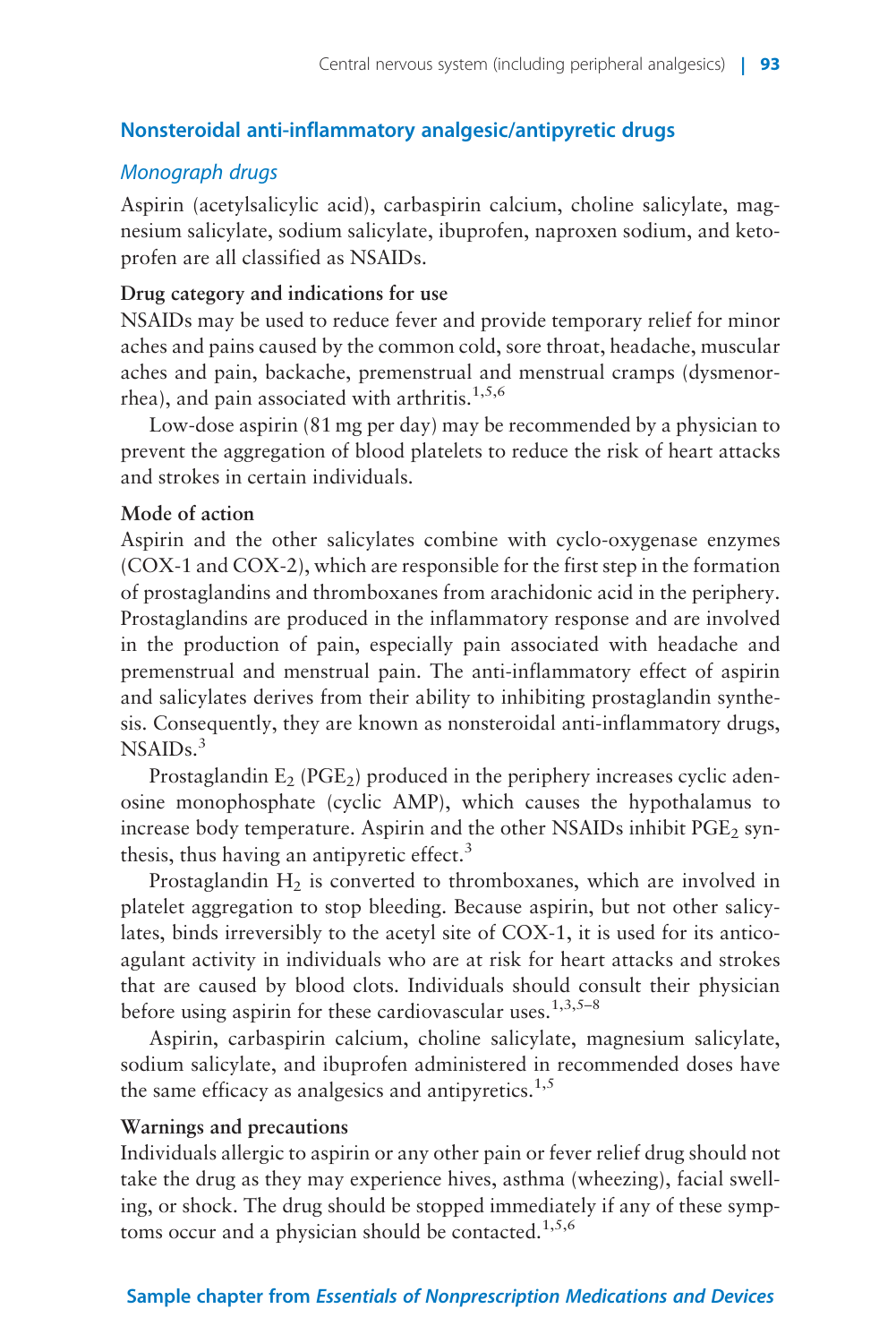## Nonsteroidal anti-inflammatory analgesic/antipyretic drugs

### *Monograph drugs*

Aspirin (acetylsalicylic acid), carbaspirin calcium, choline salicylate, magnesium salicylate, sodium salicylate, ibuprofen, naproxen sodium, and ketoprofen are all classified as NSAIDs.

**Drug category and indications for use**

NSAIDs may be used to reduce fever and provide temporary relief for minor aches and pains caused by the common cold, sore throat, headache, muscular aches and pain, backache, premenstrual and menstrual cramps (dysmenorrhea), and pain associated with arthritis.[1,5,6]

Low-dose aspirin (81 mg per day) may be recommended by a physician to prevent the aggregation of blood platelets to reduce the risk of heart attacks and strokes in certain individuals.

**Mode of action**

Aspirin and the other salicylates combine with cyclo-oxygenase enzymes (COX-1 and COX-2), which are responsible for the first step in the formation of prostaglandins and thromboxanes from arachidonic acid in the periphery. Prostaglandins are produced in the inflammatory response and are involved in the production of pain, especially pain associated with headache and premenstrual and menstrual pain. The anti-inflammatory effect of aspirin and salicylates derives from their ability to inhibiting prostaglandin synthesis. Consequently, they are known as nonsteroidal anti-inflammatory drugs, NSAIDs.[3]

Prostaglandin $E_2$ ($PGE_2$) produced in the periphery increases cyclic adenosine monophosphate (cyclic AMP), which causes the hypothalamus to increase body temperature. Aspirin and the other NSAIDs inhibit $PGE_2$ synthesis, thus having an antipyretic effect.[3]

Prostaglandin $H_2$ is converted to thromboxanes, which are involved in platelet aggregation to stop bleeding. Because aspirin, but not other salicylates, binds irreversibly to the acetyl site of COX-1, it is used for its anticoagulant activity in individuals who are at risk for heart attacks and strokes that are caused by blood clots. Individuals should consult their physician before using aspirin for these cardiovascular uses.[1,3,5–8]

Aspirin, carbaspirin calcium, choline salicylate, magnesium salicylate, sodium salicylate, and ibuprofen administered in recommended doses have the same efficacy as analgesics and antipyretics.[1,5]

**Warnings and precautions**

Individuals allergic to aspirin or any other pain or fever relief drug should not take the drug as they may experience hives, asthma (wheezing), facial swelling, or shock. The drug should be stopped immediately if any of these symptoms occur and a physician should be contacted.[1,5,6]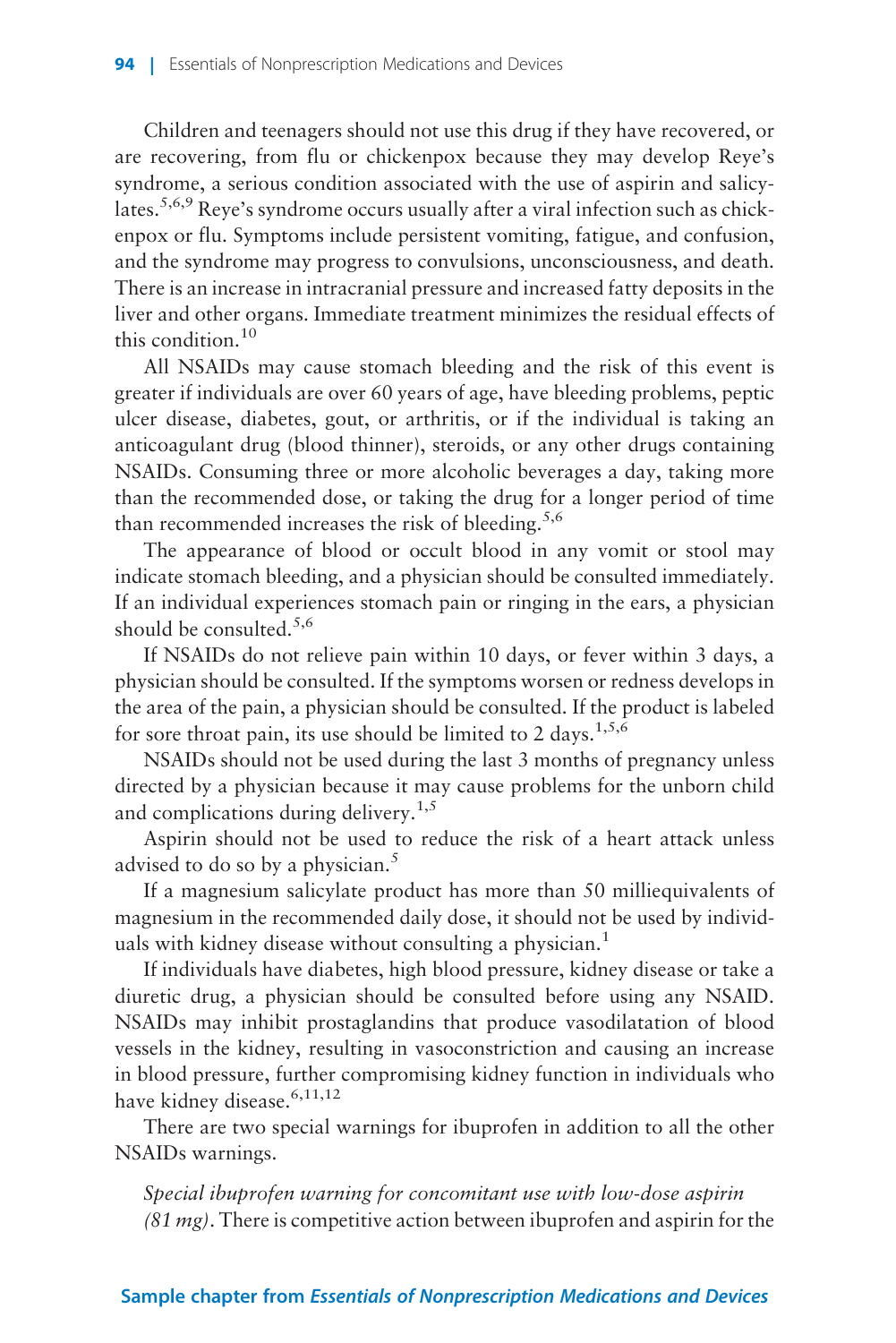Children and teenagers should not use this drug if they have recovered, or are recovering, from flu or chickenpox because they may develop Reye's syndrome, a serious condition associated with the use of aspirin and salicylates.[5,6,9] Reye's syndrome occurs usually after a viral infection such as chickenpox or flu. Symptoms include persistent vomiting, fatigue, and confusion, and the syndrome may progress to convulsions, unconsciousness, and death. There is an increase in intracranial pressure and increased fatty deposits in the liver and other organs. Immediate treatment minimizes the residual effects of this condition.[10]

All NSAIDs may cause stomach bleeding and the risk of this event is greater if individuals are over 60 years of age, have bleeding problems, peptic ulcer disease, diabetes, gout, or arthritis, or if the individual is taking an anticoagulant drug (blood thinner), steroids, or any other drugs containing NSAIDs. Consuming three or more alcoholic beverages a day, taking more than the recommended dose, or taking the drug for a longer period of time than recommended increases the risk of bleeding.[5,6]

The appearance of blood or occult blood in any vomit or stool may indicate stomach bleeding, and a physician should be consulted immediately. If an individual experiences stomach pain or ringing in the ears, a physician should be consulted.[5,6]

If NSAIDs do not relieve pain within 10 days, or fever within 3 days, a physician should be consulted. If the symptoms worsen or redness develops in the area of the pain, a physician should be consulted. If the product is labeled for sore throat pain, its use should be limited to 2 days.[1,5,6]

NSAIDs should not be used during the last 3 months of pregnancy unless directed by a physician because it may cause problems for the unborn child and complications during delivery.[1,5]

Aspirin should not be used to reduce the risk of a heart attack unless advised to do so by a physician.[5]

If a magnesium salicylate product has more than 50 milliequivalents of magnesium in the recommended daily dose, it should not be used by individuals with kidney disease without consulting a physician.[1]

If individuals have diabetes, high blood pressure, kidney disease or take a diuretic drug, a physician should be consulted before using any NSAID. NSAIDs may inhibit prostaglandins that produce vasodilatation of blood vessels in the kidney, resulting in vasoconstriction and causing an increase in blood pressure, further compromising kidney function in individuals who have kidney disease.[6,11,12]

There are two special warnings for ibuprofen in addition to all the other NSAIDs warnings.

*Special ibuprofen warning for concomitant use with low-dose aspirin (81 mg)*. There is competitive action between ibuprofen and aspirin for the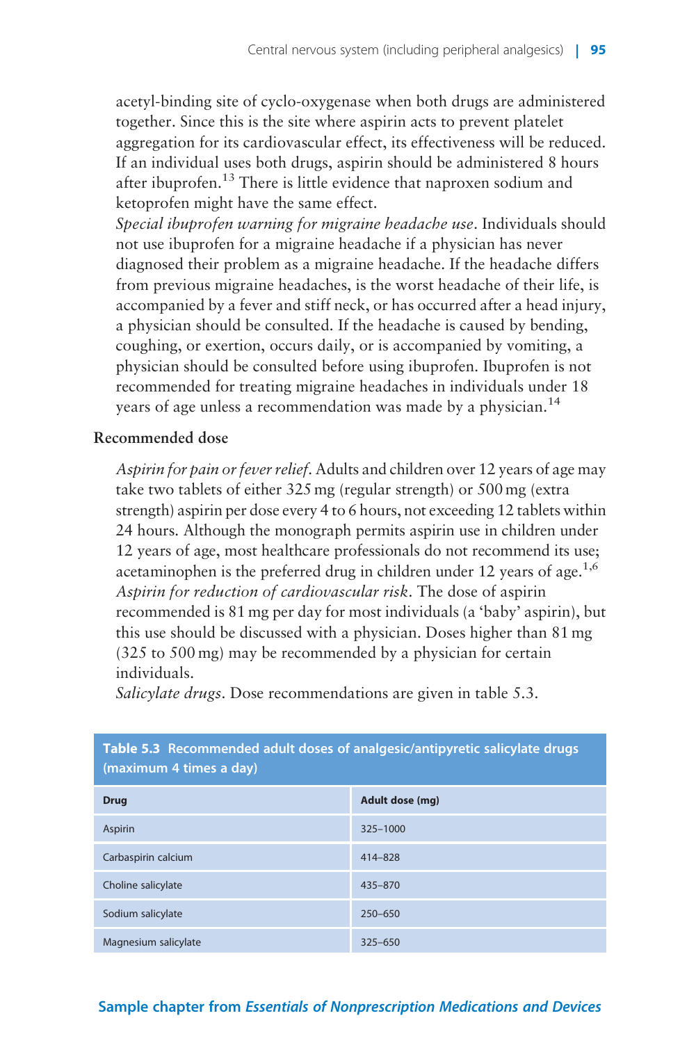acetyl-binding site of cyclo-oxygenase when both drugs are administered together. Since this is the site where aspirin acts to prevent platelet aggregation for its cardiovascular effect, its effectiveness will be reduced. If an individual uses both drugs, aspirin should be administered 8 hours after ibuprofen.[13] There is little evidence that naproxen sodium and ketoprofen might have the same effect.

*Special ibuprofen warning for migraine headache use*. Individuals should not use ibuprofen for a migraine headache if a physician has never diagnosed their problem as a migraine headache. If the headache differs from previous migraine headaches, is the worst headache of their life, is accompanied by a fever and stiff neck, or has occurred after a head injury, a physician should be consulted. If the headache is caused by bending, coughing, or exertion, occurs daily, or is accompanied by vomiting, a physician should be consulted before using ibuprofen. Ibuprofen is not recommended for treating migraine headaches in individuals under 18 years of age unless a recommendation was made by a physician.[14]

### Recommended dose

*Aspirin for pain or fever relief*. Adults and children over 12 years of age may take two tablets of either 325 mg (regular strength) or 500 mg (extra strength) aspirin per dose every 4 to 6 hours, not exceeding 12 tablets within 24 hours. Although the monograph permits aspirin use in children under 12 years of age, most healthcare professionals do not recommend its use; acetaminophen is the preferred drug in children under 12 years of age.[1,6]

*Aspirin for reduction of cardiovascular risk*. The dose of aspirin recommended is 81 mg per day for most individuals (a 'baby' aspirin), but this use should be discussed with a physician. Doses higher than 81 mg (325 to 500 mg) may be recommended by a physician for certain individuals.

*Salicylate drugs*. Dose recommendations are given in table 5.3.

**Table 5.3 Recommended adult doses of analgesic/antipyretic salicylate drugs (maximum 4 times a day)**

| Drug | Adult dose (mg) |
| --- | --- |
| Aspirin | 325–1000 |
| Carbaspirin calcium | 414–828 |
| Choline salicylate | 435–870 |
| Sodium salicylate | 250–650 |
| Magnesium salicylate | 325–650 |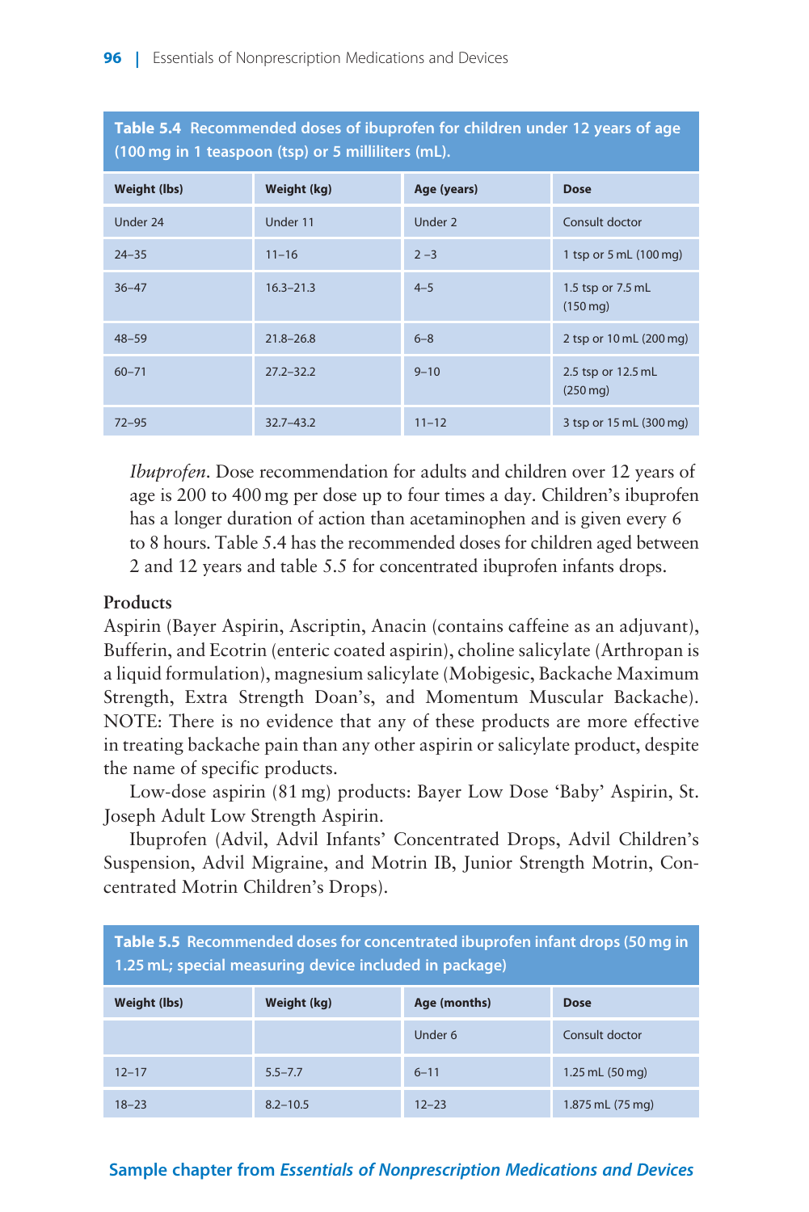**Table 5.4 Recommended doses of ibuprofen for children under 12 years of age (100 mg in 1 teaspoon (tsp) or 5 milliliters (mL).**

| Weight (lbs) | Weight (kg) | Age (years) | Dose |
|---|---|---|---|
| Under 24 | Under 11 | Under 2 | Consult doctor |
| 24–35 | 11–16 | 2 –3 | 1 tsp or 5 mL (100 mg) |
| 36–47 | 16.3–21.3 | 4–5 | 1.5 tsp or 7.5 mL (150 mg) |
| 48–59 | 21.8–26.8 | 6–8 | 2 tsp or 10 mL (200 mg) |
| 60–71 | 27.2–32.2 | 9–10 | 2.5 tsp or 12.5 mL (250 mg) |
| 72–95 | 32.7–43.2 | 11–12 | 3 tsp or 15 mL (300 mg) |

*Ibuprofen*. Dose recommendation for adults and children over 12 years of age is 200 to 400 mg per dose up to four times a day. Children's ibuprofen has a longer duration of action than acetaminophen and is given every 6 to 8 hours. Table 5.4 has the recommended doses for children aged between 2 and 12 years and table 5.5 for concentrated ibuprofen infants drops.

**Products**

Aspirin (Bayer Aspirin, Ascriptin, Anacin (contains caffeine as an adjuvant), Bufferin, and Ecotrin (enteric coated aspirin), choline salicylate (Arthropan is a liquid formulation), magnesium salicylate (Mobigesic, Backache Maximum Strength, Extra Strength Doan's, and Momentum Muscular Backache). NOTE: There is no evidence that any of these products are more effective in treating backache pain than any other aspirin or salicylate product, despite the name of specific products.

Low-dose aspirin (81 mg) products: Bayer Low Dose 'Baby' Aspirin, St. Joseph Adult Low Strength Aspirin.

Ibuprofen (Advil, Advil Infants' Concentrated Drops, Advil Children's Suspension, Advil Migraine, and Motrin IB, Junior Strength Motrin, Concentrated Motrin Children's Drops).

**Table 5.5 Recommended doses for concentrated ibuprofen infant drops (50 mg in 1.25 mL; special measuring device included in package)**

| Weight (lbs) | Weight (kg) | Age (months) | Dose |
|---|---|---|---|
| | | Under 6 | Consult doctor |
| 12–17 | 5.5–7.7 | 6–11 | 1.25 mL (50 mg) |
| 18–23 | 8.2–10.5 | 12–23 | 1.875 mL (75 mg) |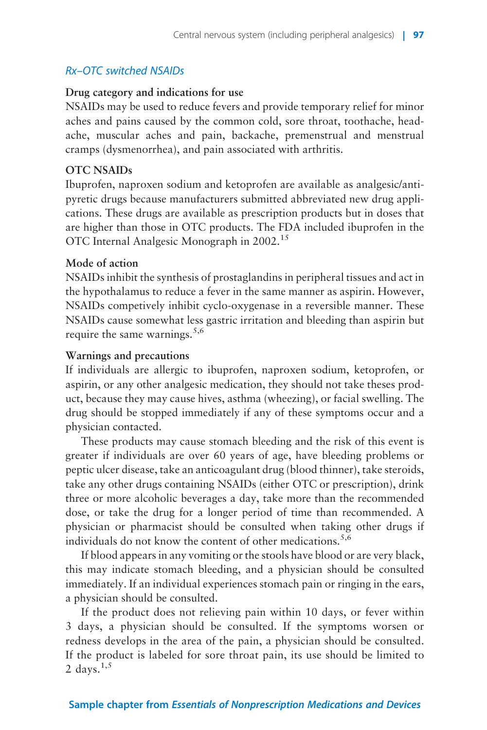### *Rx–OTC switched NSAIDs*

**Drug category and indications for use**

NSAIDs may be used to reduce fevers and provide temporary relief for minor aches and pains caused by the common cold, sore throat, toothache, headache, muscular aches and pain, backache, premenstrual and menstrual cramps (dysmenorrhea), and pain associated with arthritis.

**OTC NSAIDs**

Ibuprofen, naproxen sodium and ketoprofen are available as analgesic/antipyretic drugs because manufacturers submitted abbreviated new drug applications. These drugs are available as prescription products but in doses that are higher than those in OTC products. The FDA included ibuprofen in the OTC Internal Analgesic Monograph in 2002.[15]

**Mode of action**

NSAIDs inhibit the synthesis of prostaglandins in peripheral tissues and act in the hypothalamus to reduce a fever in the same manner as aspirin. However, NSAIDs competively inhibit cyclo-oxygenase in a reversible manner. These NSAIDs cause somewhat less gastric irritation and bleeding than aspirin but require the same warnings.[5,6]

**Warnings and precautions**

If individuals are allergic to ibuprofen, naproxen sodium, ketoprofen, or aspirin, or any other analgesic medication, they should not take theses product, because they may cause hives, asthma (wheezing), or facial swelling. The drug should be stopped immediately if any of these symptoms occur and a physician contacted.

These products may cause stomach bleeding and the risk of this event is greater if individuals are over 60 years of age, have bleeding problems or peptic ulcer disease, take an anticoagulant drug (blood thinner), take steroids, take any other drugs containing NSAIDs (either OTC or prescription), drink three or more alcoholic beverages a day, take more than the recommended dose, or take the drug for a longer period of time than recommended. A physician or pharmacist should be consulted when taking other drugs if individuals do not know the content of other medications.[5,6]

If blood appears in any vomiting or the stools have blood or are very black, this may indicate stomach bleeding, and a physician should be consulted immediately. If an individual experiences stomach pain or ringing in the ears, a physician should be consulted.

If the product does not relieving pain within 10 days, or fever within 3 days, a physician should be consulted. If the symptoms worsen or redness develops in the area of the pain, a physician should be consulted. If the product is labeled for sore throat pain, its use should be limited to 2 days.[1,5]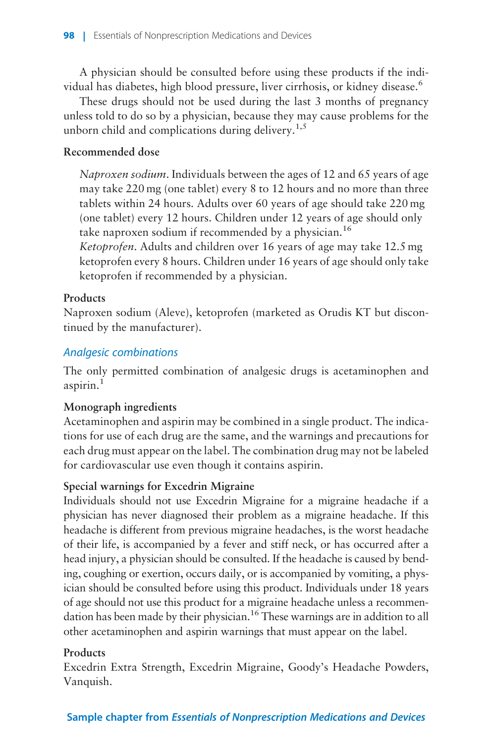A physician should be consulted before using these products if the individual has diabetes, high blood pressure, liver cirrhosis, or kidney disease.[6]

These drugs should not be used during the last 3 months of pregnancy unless told to do so by a physician, because they may cause problems for the unborn child and complications during delivery.[1,5]

**Recommended dose**

> *Naproxen sodium*. Individuals between the ages of 12 and 65 years of age may take 220 mg (one tablet) every 8 to 12 hours and no more than three tablets within 24 hours. Adults over 60 years of age should take 220 mg (one tablet) every 12 hours. Children under 12 years of age should only take naproxen sodium if recommended by a physician.[16]
>
> *Ketoprofen*. Adults and children over 16 years of age may take 12.5 mg ketoprofen every 8 hours. Children under 16 years of age should only take ketoprofen if recommended by a physician.

**Products**

Naproxen sodium (Aleve), ketoprofen (marketed as Orudis KT but discontinued by the manufacturer).

### *Analgesic combinations*

The only permitted combination of analgesic drugs is acetaminophen and aspirin.[1]

**Monograph ingredients**

Acetaminophen and aspirin may be combined in a single product. The indications for use of each drug are the same, and the warnings and precautions for each drug must appear on the label. The combination drug may not be labeled for cardiovascular use even though it contains aspirin.

**Special warnings for Excedrin Migraine**

Individuals should not use Excedrin Migraine for a migraine headache if a physician has never diagnosed their problem as a migraine headache. If this headache is different from previous migraine headaches, is the worst headache of their life, is accompanied by a fever and stiff neck, or has occurred after a head injury, a physician should be consulted. If the headache is caused by bending, coughing or exertion, occurs daily, or is accompanied by vomiting, a physician should be consulted before using this product. Individuals under 18 years of age should not use this product for a migraine headache unless a recommendation has been made by their physician.[16] These warnings are in addition to all other acetaminophen and aspirin warnings that must appear on the label.

**Products**

Excedrin Extra Strength, Excedrin Migraine, Goody's Headache Powders, Vanquish.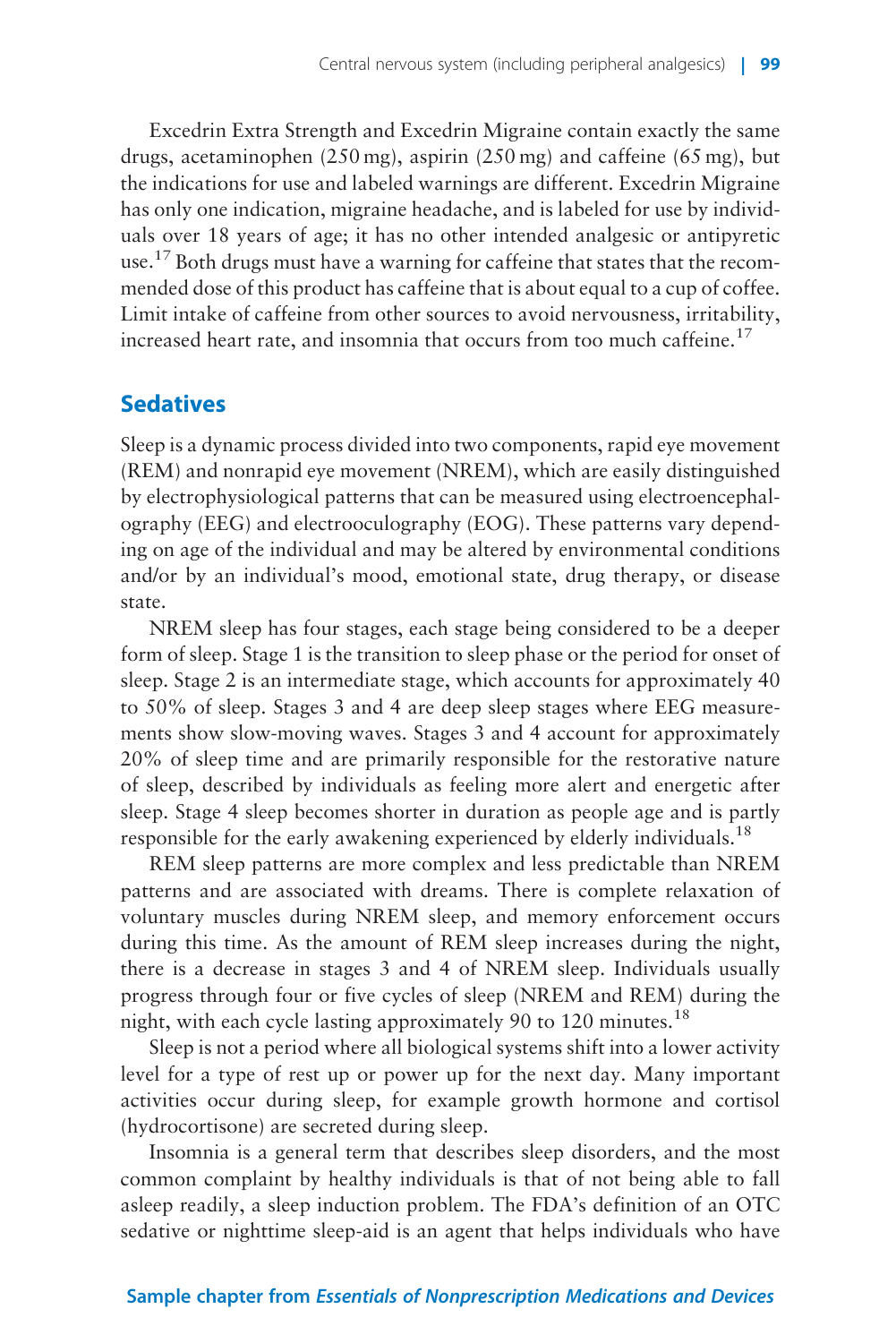Excedrin Extra Strength and Excedrin Migraine contain exactly the same drugs, acetaminophen (250 mg), aspirin (250 mg) and caffeine (65 mg), but the indications for use and labeled warnings are different. Excedrin Migraine has only one indication, migraine headache, and is labeled for use by individuals over 18 years of age; it has no other intended analgesic or antipyretic use.[17] Both drugs must have a warning for caffeine that states that the recommended dose of this product has caffeine that is about equal to a cup of coffee. Limit intake of caffeine from other sources to avoid nervousness, irritability, increased heart rate, and insomnia that occurs from too much caffeine.[17]

## Sedatives

Sleep is a dynamic process divided into two components, rapid eye movement (REM) and nonrapid eye movement (NREM), which are easily distinguished by electrophysiological patterns that can be measured using electroencephalography (EEG) and electrooculography (EOG). These patterns vary depending on age of the individual and may be altered by environmental conditions and/or by an individual's mood, emotional state, drug therapy, or disease state.

NREM sleep has four stages, each stage being considered to be a deeper form of sleep. Stage 1 is the transition to sleep phase or the period for onset of sleep. Stage 2 is an intermediate stage, which accounts for approximately 40 to 50% of sleep. Stages 3 and 4 are deep sleep stages where EEG measurements show slow-moving waves. Stages 3 and 4 account for approximately 20% of sleep time and are primarily responsible for the restorative nature of sleep, described by individuals as feeling more alert and energetic after sleep. Stage 4 sleep becomes shorter in duration as people age and is partly responsible for the early awakening experienced by elderly individuals.[18]

REM sleep patterns are more complex and less predictable than NREM patterns and are associated with dreams. There is complete relaxation of voluntary muscles during NREM sleep, and memory enforcement occurs during this time. As the amount of REM sleep increases during the night, there is a decrease in stages 3 and 4 of NREM sleep. Individuals usually progress through four or five cycles of sleep (NREM and REM) during the night, with each cycle lasting approximately 90 to 120 minutes.[18]

Sleep is not a period where all biological systems shift into a lower activity level for a type of rest up or power up for the next day. Many important activities occur during sleep, for example growth hormone and cortisol (hydrocortisone) are secreted during sleep.

Insomnia is a general term that describes sleep disorders, and the most common complaint by healthy individuals is that of not being able to fall asleep readily, a sleep induction problem. The FDA's definition of an OTC sedative or nighttime sleep-aid is an agent that helps individuals who have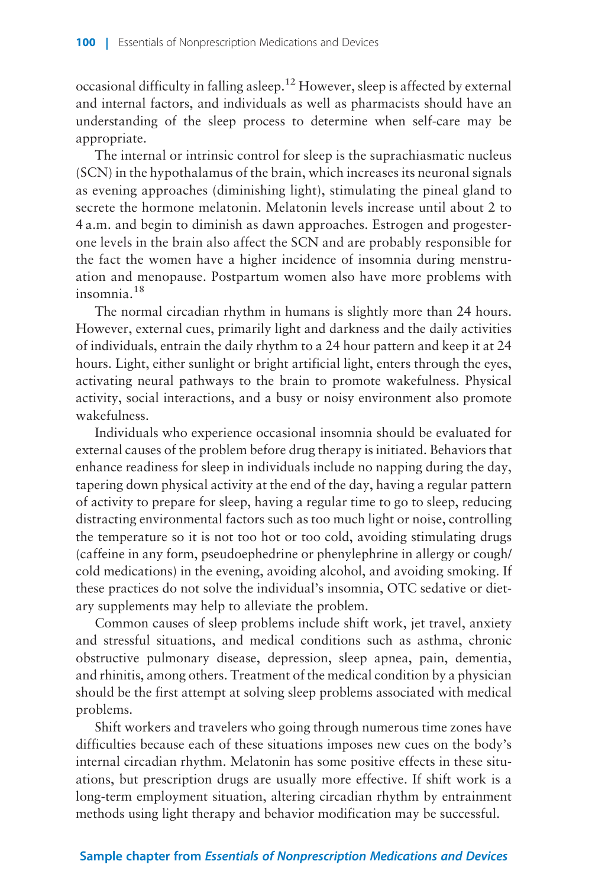occasional difficulty in falling asleep.[12] However, sleep is affected by external and internal factors, and individuals as well as pharmacists should have an understanding of the sleep process to determine when self-care may be appropriate.

The internal or intrinsic control for sleep is the suprachiasmatic nucleus (SCN) in the hypothalamus of the brain, which increases its neuronal signals as evening approaches (diminishing light), stimulating the pineal gland to secrete the hormone melatonin. Melatonin levels increase until about 2 to 4 a.m. and begin to diminish as dawn approaches. Estrogen and progesterone levels in the brain also affect the SCN and are probably responsible for the fact the women have a higher incidence of insomnia during menstruation and menopause. Postpartum women also have more problems with insomnia.[18]

The normal circadian rhythm in humans is slightly more than 24 hours. However, external cues, primarily light and darkness and the daily activities of individuals, entrain the daily rhythm to a 24 hour pattern and keep it at 24 hours. Light, either sunlight or bright artificial light, enters through the eyes, activating neural pathways to the brain to promote wakefulness. Physical activity, social interactions, and a busy or noisy environment also promote wakefulness.

Individuals who experience occasional insomnia should be evaluated for external causes of the problem before drug therapy is initiated. Behaviors that enhance readiness for sleep in individuals include no napping during the day, tapering down physical activity at the end of the day, having a regular pattern of activity to prepare for sleep, having a regular time to go to sleep, reducing distracting environmental factors such as too much light or noise, controlling the temperature so it is not too hot or too cold, avoiding stimulating drugs (caffeine in any form, pseudoephedrine or phenylephrine in allergy or cough/cold medications) in the evening, avoiding alcohol, and avoiding smoking. If these practices do not solve the individual's insomnia, OTC sedative or dietary supplements may help to alleviate the problem.

Common causes of sleep problems include shift work, jet travel, anxiety and stressful situations, and medical conditions such as asthma, chronic obstructive pulmonary disease, depression, sleep apnea, pain, dementia, and rhinitis, among others. Treatment of the medical condition by a physician should be the first attempt at solving sleep problems associated with medical problems.

Shift workers and travelers who going through numerous time zones have difficulties because each of these situations imposes new cues on the body's internal circadian rhythm. Melatonin has some positive effects in these situations, but prescription drugs are usually more effective. If shift work is a long-term employment situation, altering circadian rhythm by entrainment methods using light therapy and behavior modification may be successful.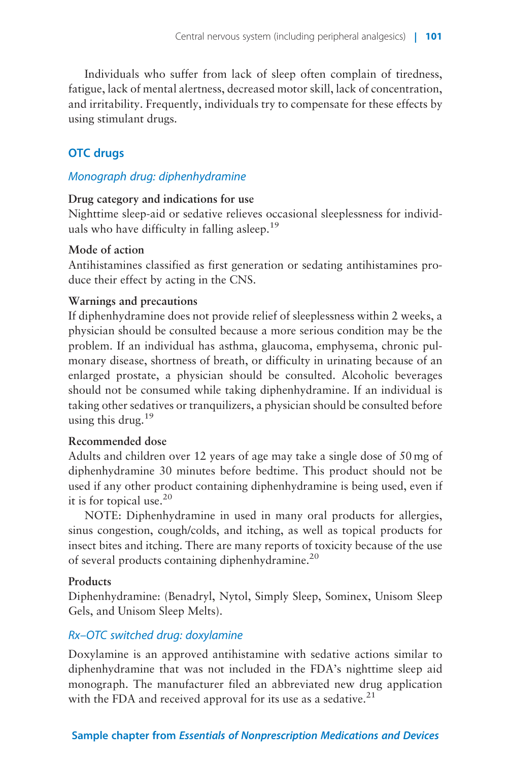Individuals who suffer from lack of sleep often complain of tiredness, fatigue, lack of mental alertness, decreased motor skill, lack of concentration, and irritability. Frequently, individuals try to compensate for these effects by using stimulant drugs.

## OTC drugs

### *Monograph drug: diphenhydramine*

**Drug category and indications for use**

Nighttime sleep-aid or sedative relieves occasional sleeplessness for individuals who have difficulty in falling asleep.[19]

**Mode of action**

Antihistamines classified as first generation or sedating antihistamines produce their effect by acting in the CNS.

**Warnings and precautions**

If diphenhydramine does not provide relief of sleeplessness within 2 weeks, a physician should be consulted because a more serious condition may be the problem. If an individual has asthma, glaucoma, emphysema, chronic pulmonary disease, shortness of breath, or difficulty in urinating because of an enlarged prostate, a physician should be consulted. Alcoholic beverages should not be consumed while taking diphenhydramine. If an individual is taking other sedatives or tranquilizers, a physician should be consulted before using this drug.[19]

**Recommended dose**

Adults and children over 12 years of age may take a single dose of 50 mg of diphenhydramine 30 minutes before bedtime. This product should not be used if any other product containing diphenhydramine is being used, even if it is for topical use.[20]

NOTE: Diphenhydramine in used in many oral products for allergies, sinus congestion, cough/colds, and itching, as well as topical products for insect bites and itching. There are many reports of toxicity because of the use of several products containing diphenhydramine.[20]

**Products**

Diphenhydramine: (Benadryl, Nytol, Simply Sleep, Sominex, Unisom Sleep Gels, and Unisom Sleep Melts).

### *Rx–OTC switched drug: doxylamine*

Doxylamine is an approved antihistamine with sedative actions similar to diphenhydramine that was not included in the FDA's nighttime sleep aid monograph. The manufacturer filed an abbreviated new drug application with the FDA and received approval for its use as a sedative.[21]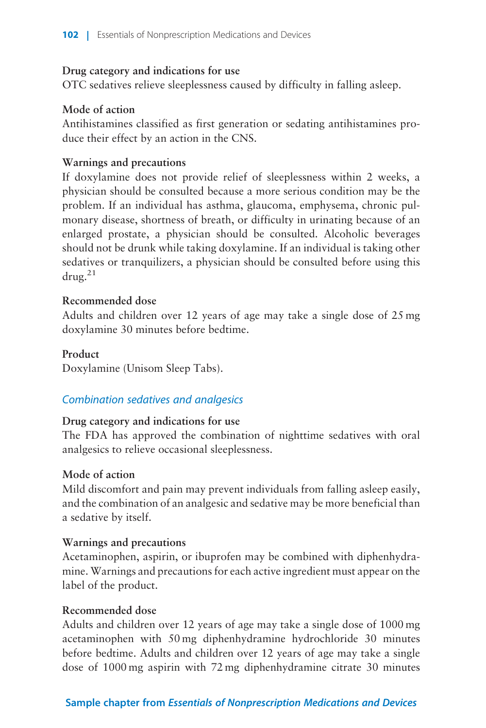**Drug category and indications for use**

OTC sedatives relieve sleeplessness caused by difficulty in falling asleep.

**Mode of action**

Antihistamines classified as first generation or sedating antihistamines produce their effect by an action in the CNS.

**Warnings and precautions**

If doxylamine does not provide relief of sleeplessness within 2 weeks, a physician should be consulted because a more serious condition may be the problem. If an individual has asthma, glaucoma, emphysema, chronic pulmonary disease, shortness of breath, or difficulty in urinating because of an enlarged prostate, a physician should be consulted. Alcoholic beverages should not be drunk while taking doxylamine. If an individual is taking other sedatives or tranquilizers, a physician should be consulted before using this drug.[21]

**Recommended dose**

Adults and children over 12 years of age may take a single dose of 25 mg doxylamine 30 minutes before bedtime.

**Product**

Doxylamine (Unisom Sleep Tabs).

### *Combination sedatives and analgesics*

**Drug category and indications for use**

The FDA has approved the combination of nighttime sedatives with oral analgesics to relieve occasional sleeplessness.

**Mode of action**

Mild discomfort and pain may prevent individuals from falling asleep easily, and the combination of an analgesic and sedative may be more beneficial than a sedative by itself.

**Warnings and precautions**

Acetaminophen, aspirin, or ibuprofen may be combined with diphenhydramine. Warnings and precautions for each active ingredient must appear on the label of the product.

**Recommended dose**

Adults and children over 12 years of age may take a single dose of 1000 mg acetaminophen with 50 mg diphenhydramine hydrochloride 30 minutes before bedtime. Adults and children over 12 years of age may take a single dose of 1000 mg aspirin with 72 mg diphenhydramine citrate 30 minutes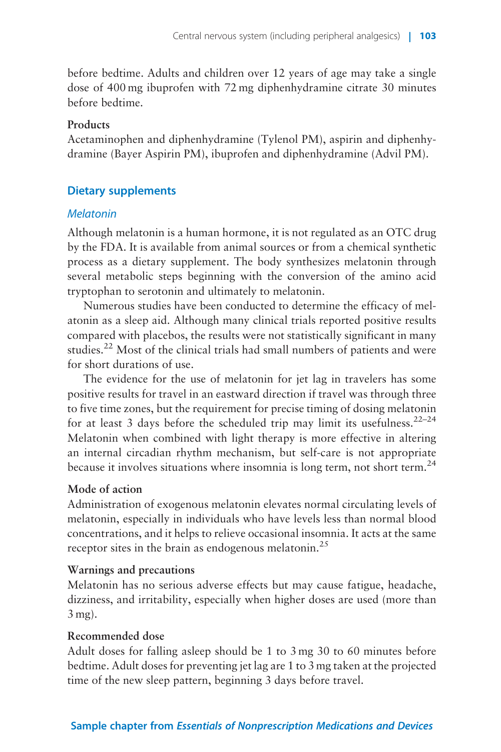before bedtime. Adults and children over 12 years of age may take a single dose of 400 mg ibuprofen with 72 mg diphenhydramine citrate 30 minutes before bedtime.

**Products**

Acetaminophen and diphenhydramine (Tylenol PM), aspirin and diphenhydramine (Bayer Aspirin PM), ibuprofen and diphenhydramine (Advil PM).

## Dietary supplements

### *Melatonin*

Although melatonin is a human hormone, it is not regulated as an OTC drug by the FDA. It is available from animal sources or from a chemical synthetic process as a dietary supplement. The body synthesizes melatonin through several metabolic steps beginning with the conversion of the amino acid tryptophan to serotonin and ultimately to melatonin.

Numerous studies have been conducted to determine the efficacy of melatonin as a sleep aid. Although many clinical trials reported positive results compared with placebos, the results were not statistically significant in many studies.[22] Most of the clinical trials had small numbers of patients and were for short durations of use.

The evidence for the use of melatonin for jet lag in travelers has some positive results for travel in an eastward direction if travel was through three to five time zones, but the requirement for precise timing of dosing melatonin for at least 3 days before the scheduled trip may limit its usefulness.[22–24] Melatonin when combined with light therapy is more effective in altering an internal circadian rhythm mechanism, but self-care is not appropriate because it involves situations where insomnia is long term, not short term.[24]

**Mode of action**

Administration of exogenous melatonin elevates normal circulating levels of melatonin, especially in individuals who have levels less than normal blood concentrations, and it helps to relieve occasional insomnia. It acts at the same receptor sites in the brain as endogenous melatonin.[25]

**Warnings and precautions**

Melatonin has no serious adverse effects but may cause fatigue, headache, dizziness, and irritability, especially when higher doses are used (more than 3 mg).

**Recommended dose**

Adult doses for falling asleep should be 1 to 3 mg 30 to 60 minutes before bedtime. Adult doses for preventing jet lag are 1 to 3 mg taken at the projected time of the new sleep pattern, beginning 3 days before travel.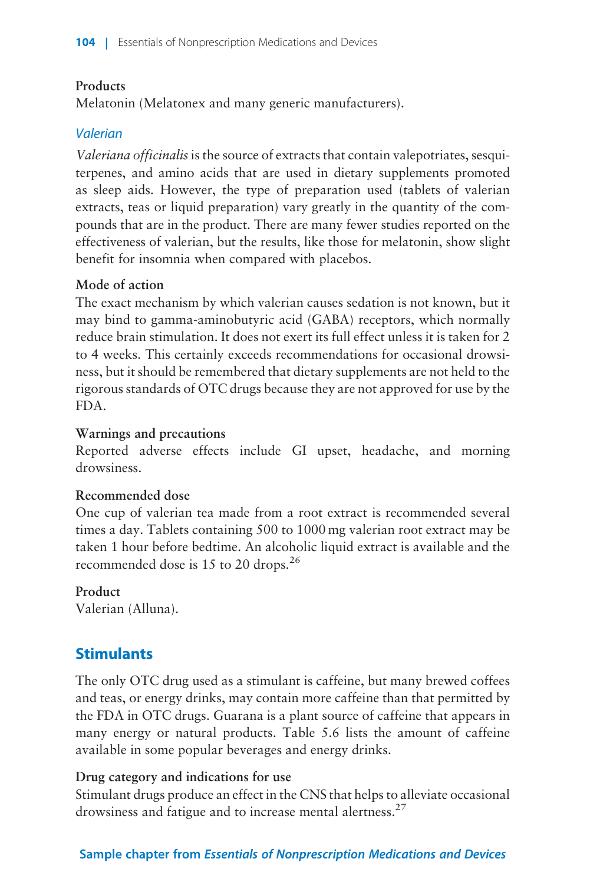**Products**

Melatonin (Melatonex and many generic manufacturers).

### *Valerian*

*Valeriana officinalis* is the source of extracts that contain valepotriates, sesquiterpenes, and amino acids that are used in dietary supplements promoted as sleep aids. However, the type of preparation used (tablets of valerian extracts, teas or liquid preparation) vary greatly in the quantity of the compounds that are in the product. There are many fewer studies reported on the effectiveness of valerian, but the results, like those for melatonin, show slight benefit for insomnia when compared with placebos.

**Mode of action**

The exact mechanism by which valerian causes sedation is not known, but it may bind to gamma-aminobutyric acid (GABA) receptors, which normally reduce brain stimulation. It does not exert its full effect unless it is taken for 2 to 4 weeks. This certainly exceeds recommendations for occasional drowsiness, but it should be remembered that dietary supplements are not held to the rigorous standards of OTC drugs because they are not approved for use by the FDA.

**Warnings and precautions**

Reported adverse effects include GI upset, headache, and morning drowsiness.

**Recommended dose**

One cup of valerian tea made from a root extract is recommended several times a day. Tablets containing 500 to 1000 mg valerian root extract may be taken 1 hour before bedtime. An alcoholic liquid extract is available and the recommended dose is 15 to 20 drops.[26]

**Product**

Valerian (Alluna).

## Stimulants

The only OTC drug used as a stimulant is caffeine, but many brewed coffees and teas, or energy drinks, may contain more caffeine than that permitted by the FDA in OTC drugs. Guarana is a plant source of caffeine that appears in many energy or natural products. Table 5.6 lists the amount of caffeine available in some popular beverages and energy drinks.

**Drug category and indications for use**

Stimulant drugs produce an effect in the CNS that helps to alleviate occasional drowsiness and fatigue and to increase mental alertness.[27]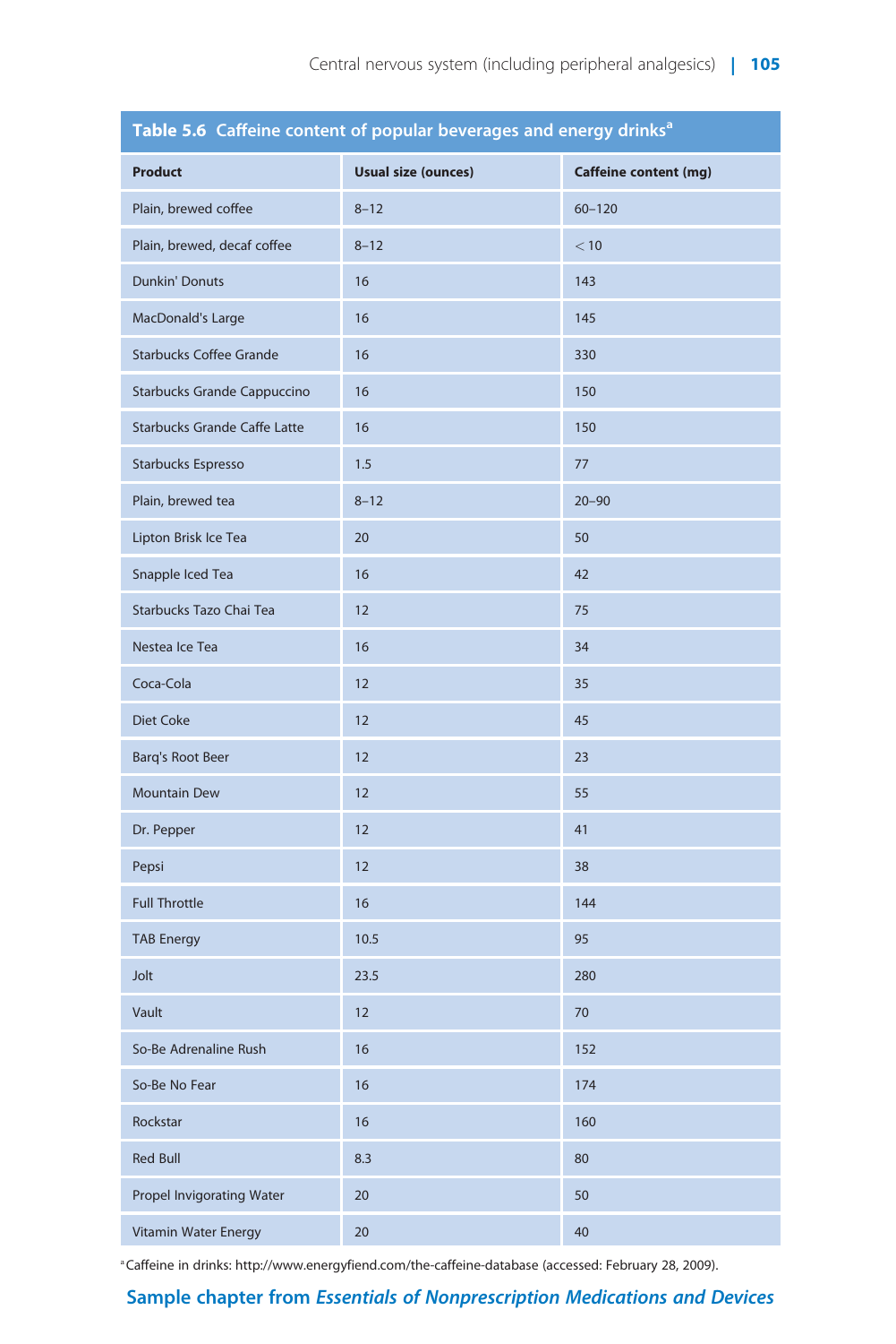**Table 5.6 Caffeine content of popular beverages and energy drinks[a]**

| Product | Usual size (ounces) | Caffeine content (mg) |
|---|---|---|
| Plain, brewed coffee | 8–12 | 60–120 |
| Plain, brewed, decaf coffee | 8–12 | < 10 |
| Dunkin' Donuts | 16 | 143 |
| MacDonald's Large | 16 | 145 |
| Starbucks Coffee Grande | 16 | 330 |
| Starbucks Grande Cappuccino | 16 | 150 |
| Starbucks Grande Caffe Latte | 16 | 150 |
| Starbucks Espresso | 1.5 | 77 |
| Plain, brewed tea | 8–12 | 20–90 |
| Lipton Brisk Ice Tea | 20 | 50 |
| Snapple Iced Tea | 16 | 42 |
| Starbucks Tazo Chai Tea | 12 | 75 |
| Nestea Ice Tea | 16 | 34 |
| Coca-Cola | 12 | 35 |
| Diet Coke | 12 | 45 |
| Barq's Root Beer | 12 | 23 |
| Mountain Dew | 12 | 55 |
| Dr. Pepper | 12 | 41 |
| Pepsi | 12 | 38 |
| Full Throttle | 16 | 144 |
| TAB Energy | 10.5 | 95 |
| Jolt | 23.5 | 280 |
| Vault | 12 | 70 |
| So-Be Adrenaline Rush | 16 | 152 |
| So-Be No Fear | 16 | 174 |
| Rockstar | 16 | 160 |
| Red Bull | 8.3 | 80 |
| Propel Invigorating Water | 20 | 50 |
| Vitamin Water Energy | 20 | 40 |

[a] Caffeine in drinks: http://www.energyfiend.com/the-caffeine-database (accessed: February 28, 2009).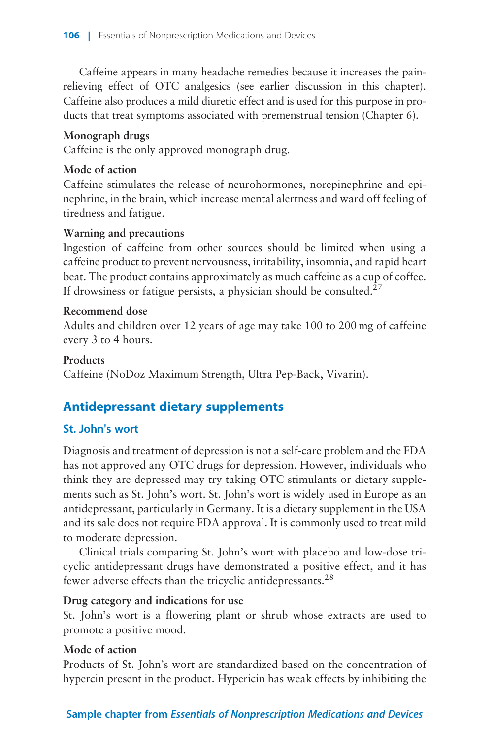Caffeine appears in many headache remedies because it increases the pain-relieving effect of OTC analgesics (see earlier discussion in this chapter). Caffeine also produces a mild diuretic effect and is used for this purpose in products that treat symptoms associated with premenstrual tension (Chapter 6).

**Monograph drugs**

Caffeine is the only approved monograph drug.

**Mode of action**

Caffeine stimulates the release of neurohormones, norepinephrine and epinephrine, in the brain, which increase mental alertness and ward off feeling of tiredness and fatigue.

**Warning and precautions**

Ingestion of caffeine from other sources should be limited when using a caffeine product to prevent nervousness, irritability, insomnia, and rapid heart beat. The product contains approximately as much caffeine as a cup of coffee. If drowsiness or fatigue persists, a physician should be consulted.[27]

**Recommend dose**

Adults and children over 12 years of age may take 100 to 200 mg of caffeine every 3 to 4 hours.

**Products**

Caffeine (NoDoz Maximum Strength, Ultra Pep-Back, Vivarin).

## Antidepressant dietary supplements

### St. John's wort

Diagnosis and treatment of depression is not a self-care problem and the FDA has not approved any OTC drugs for depression. However, individuals who think they are depressed may try taking OTC stimulants or dietary supplements such as St. John's wort. St. John's wort is widely used in Europe as an antidepressant, particularly in Germany. It is a dietary supplement in the USA and its sale does not require FDA approval. It is commonly used to treat mild to moderate depression.

Clinical trials comparing St. John's wort with placebo and low-dose tricyclic antidepressant drugs have demonstrated a positive effect, and it has fewer adverse effects than the tricyclic antidepressants.[28]

**Drug category and indications for use**

St. John's wort is a flowering plant or shrub whose extracts are used to promote a positive mood.

**Mode of action**

Products of St. John's wort are standardized based on the concentration of hypercin present in the product. Hypericin has weak effects by inhibiting the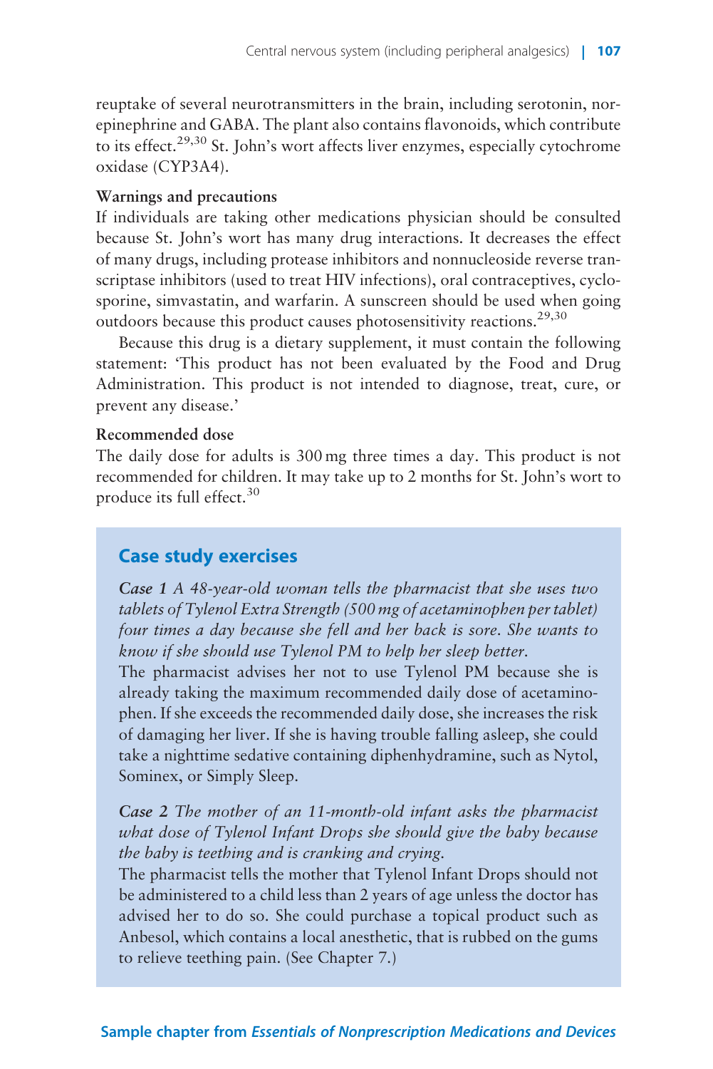reuptake of several neurotransmitters in the brain, including serotonin, norepinephrine and GABA. The plant also contains flavonoids, which contribute to its effect.[29,30] St. John's wort affects liver enzymes, especially cytochrome oxidase (CYP3A4).

**Warnings and precautions**

If individuals are taking other medications physician should be consulted because St. John's wort has many drug interactions. It decreases the effect of many drugs, including protease inhibitors and nonnucleoside reverse transcriptase inhibitors (used to treat HIV infections), oral contraceptives, cyclosporine, simvastatin, and warfarin. A sunscreen should be used when going outdoors because this product causes photosensitivity reactions.[29,30]

Because this drug is a dietary supplement, it must contain the following statement: 'This product has not been evaluated by the Food and Drug Administration. This product is not intended to diagnose, treat, cure, or prevent any disease.'

**Recommended dose**

The daily dose for adults is 300 mg three times a day. This product is not recommended for children. It may take up to 2 months for St. John's wort to produce its full effect.[30]

## Case study exercises

***Case 1** A 48-year-old woman tells the pharmacist that she uses two tablets of Tylenol Extra Strength (500 mg of acetaminophen per tablet) four times a day because she fell and her back is sore. She wants to know if she should use Tylenol PM to help her sleep better.*

The pharmacist advises her not to use Tylenol PM because she is already taking the maximum recommended daily dose of acetaminophen. If she exceeds the recommended daily dose, she increases the risk of damaging her liver. If she is having trouble falling asleep, she could take a nighttime sedative containing diphenhydramine, such as Nytol, Sominex, or Simply Sleep.

***Case 2** The mother of an 11-month-old infant asks the pharmacist what dose of Tylenol Infant Drops she should give the baby because the baby is teething and is cranking and crying.*

The pharmacist tells the mother that Tylenol Infant Drops should not be administered to a child less than 2 years of age unless the doctor has advised her to do so. She could purchase a topical product such as Anbesol, which contains a local anesthetic, that is rubbed on the gums to relieve teething pain. (See Chapter 7.)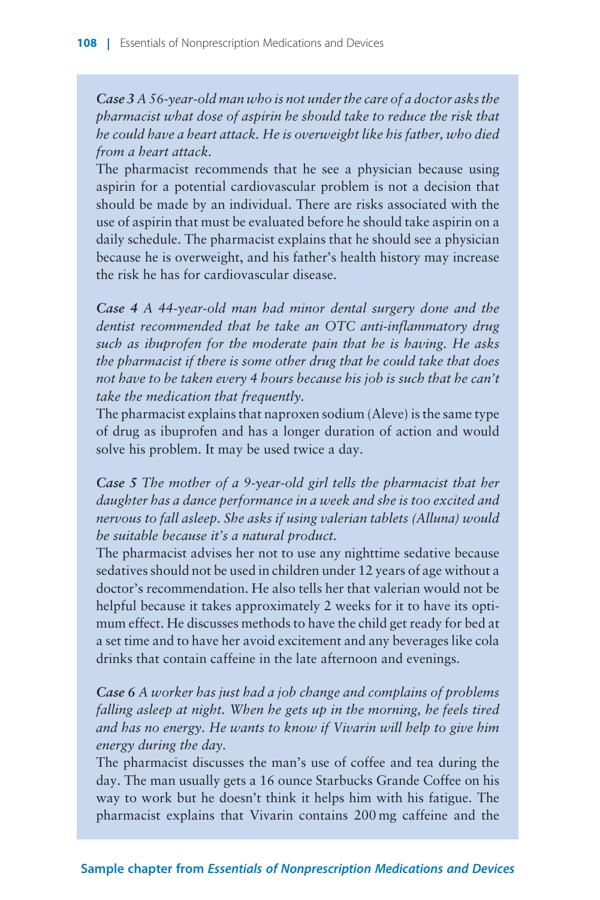***Case 3*** *A 56-year-old man who is not under the care of a doctor asks the pharmacist what dose of aspirin he should take to reduce the risk that he could have a heart attack. He is overweight like his father, who died from a heart attack.*

The pharmacist recommends that he see a physician because using aspirin for a potential cardiovascular problem is not a decision that should be made by an individual. There are risks associated with the use of aspirin that must be evaluated before he should take aspirin on a daily schedule. The pharmacist explains that he should see a physician because he is overweight, and his father's health history may increase the risk he has for cardiovascular disease.

***Case 4*** *A 44-year-old man had minor dental surgery done and the dentist recommended that he take an OTC anti-inflammatory drug such as ibuprofen for the moderate pain that he is having. He asks the pharmacist if there is some other drug that he could take that does not have to be taken every 4 hours because his job is such that he can't take the medication that frequently.*

The pharmacist explains that naproxen sodium (Aleve) is the same type of drug as ibuprofen and has a longer duration of action and would solve his problem. It may be used twice a day.

***Case 5*** *The mother of a 9-year-old girl tells the pharmacist that her daughter has a dance performance in a week and she is too excited and nervous to fall asleep. She asks if using valerian tablets (Alluna) would be suitable because it's a natural product.*

The pharmacist advises her not to use any nighttime sedative because sedatives should not be used in children under 12 years of age without a doctor's recommendation. He also tells her that valerian would not be helpful because it takes approximately 2 weeks for it to have its optimum effect. He discusses methods to have the child get ready for bed at a set time and to have her avoid excitement and any beverages like cola drinks that contain caffeine in the late afternoon and evenings.

***Case 6*** *A worker has just had a job change and complains of problems falling asleep at night. When he gets up in the morning, he feels tired and has no energy. He wants to know if Vivarin will help to give him energy during the day.*

The pharmacist discusses the man's use of coffee and tea during the day. The man usually gets a 16 ounce Starbucks Grande Coffee on his way to work but he doesn't think it helps him with his fatigue. The pharmacist explains that Vivarin contains 200 mg caffeine and the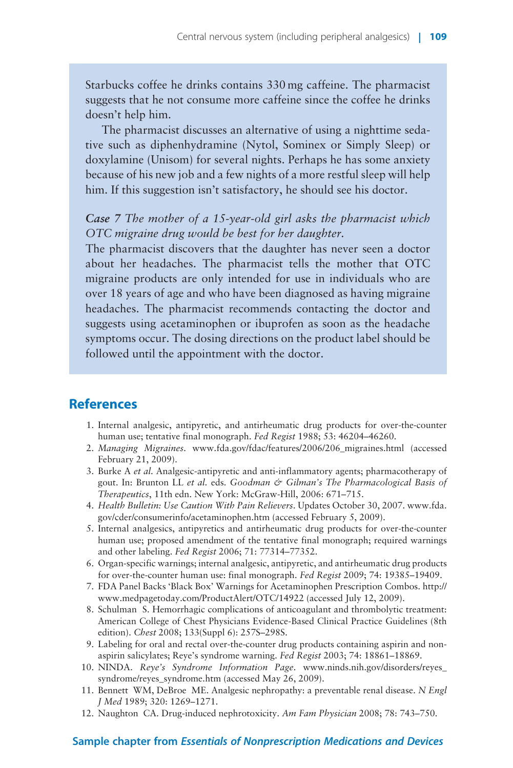Starbucks coffee he drinks contains 330 mg caffeine. The pharmacist suggests that he not consume more caffeine since the coffee he drinks doesn't help him.

The pharmacist discusses an alternative of using a nighttime sedative such as diphenhydramine (Nytol, Sominex or Simply Sleep) or doxylamine (Unisom) for several nights. Perhaps he has some anxiety because of his new job and a few nights of a more restful sleep will help him. If this suggestion isn't satisfactory, he should see his doctor.

***Case 7** The mother of a 15-year-old girl asks the pharmacist which OTC migraine drug would be best for her daughter.*

The pharmacist discovers that the daughter has never seen a doctor about her headaches. The pharmacist tells the mother that OTC migraine products are only intended for use in individuals who are over 18 years of age and who have been diagnosed as having migraine headaches. The pharmacist recommends contacting the doctor and suggests using acetaminophen or ibuprofen as soon as the headache symptoms occur. The dosing directions on the product label should be followed until the appointment with the doctor.

## References

1. Internal analgesic, antipyretic, and antirheumatic drug products for over-the-counter human use; tentative final monograph. *Fed Regist* 1988; 53: 46204–46260.
2. *Managing Migraines*. www.fda.gov/fdac/features/2006/206_migraines.html (accessed February 21, 2009).
3. Burke A *et al.* Analgesic-antipyretic and anti-inflammatory agents; pharmacotherapy of gout. In: Brunton LL *et al.* eds. *Goodman & Gilman's The Pharmacological Basis of Therapeutics*, 11th edn. New York: McGraw-Hill, 2006: 671–715.
4. *Health Bulletin: Use Caution With Pain Relievers*. Updates October 30, 2007. www.fda.gov/cder/consumerinfo/acetaminophen.htm (accessed February 5, 2009).
5. Internal analgesics, antipyretics and antirheumatic drug products for over-the-counter human use; proposed amendment of the tentative final monograph; required warnings and other labeling. *Fed Regist* 2006; 71: 77314–77352.
6. Organ-specific warnings; internal analgesic, antipyretic, and antirheumatic drug products for over-the-counter human use: final monograph. *Fed Regist* 2009; 74: 19385–19409.
7. FDA Panel Backs 'Black Box' Warnings for Acetaminophen Prescription Combos. http://www.medpagetoday.com/ProductAlert/OTC/14922 (accessed July 12, 2009).
8. Schulman S. Hemorrhagic complications of anticoagulant and thrombolytic treatment: American College of Chest Physicians Evidence-Based Clinical Practice Guidelines (8th edition). *Chest* 2008; 133(Suppl 6): 257S–298S.
9. Labeling for oral and rectal over-the-counter drug products containing aspirin and nonaspirin salicylates; Reye's syndrome warning. *Fed Regist* 2003; 74: 18861–18869.
10. NINDA. *Reye's Syndrome Information Page*. www.ninds.nih.gov/disorders/reyes_syndrome/reyes_syndrome.htm (accessed May 26, 2009).
11. Bennett WM, DeBroe ME. Analgesic nephropathy: a preventable renal disease. *N Engl J Med* 1989; 320: 1269–1271.
12. Naughton CA. Drug-induced nephrotoxicity. *Am Fam Physician* 2008; 78: 743–750.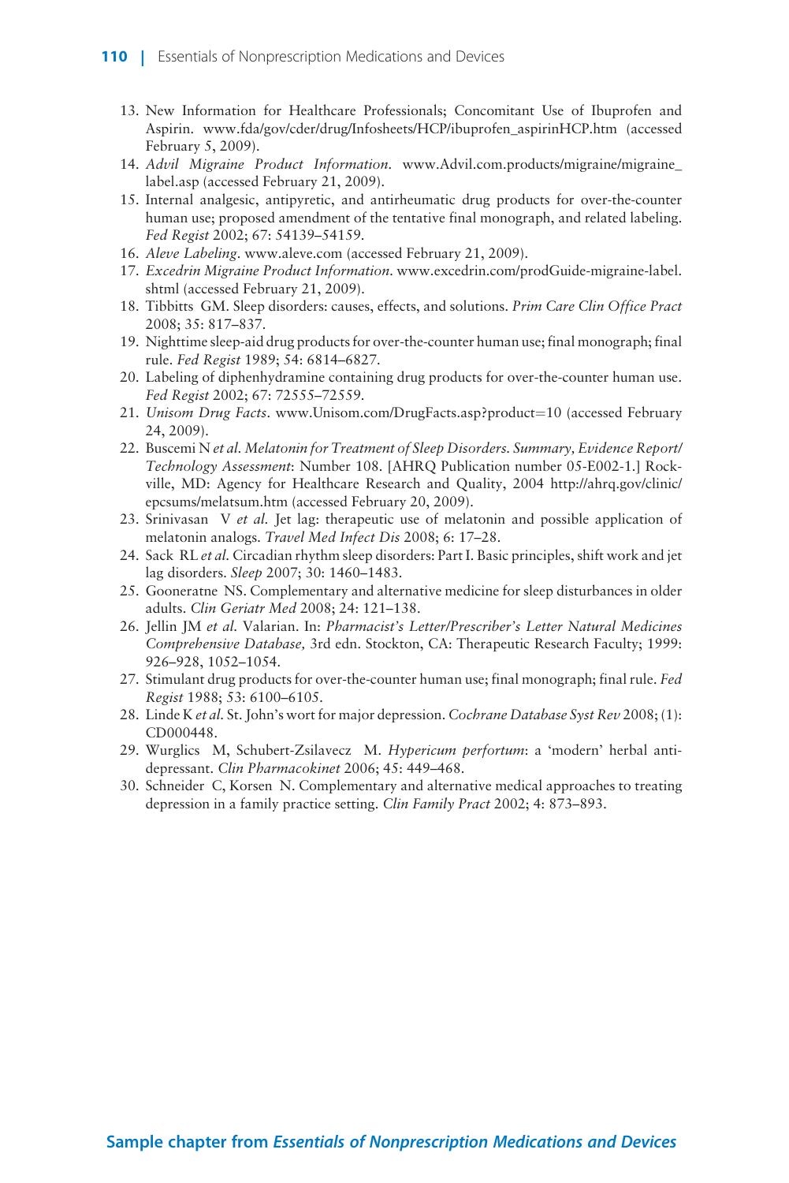13. New Information for Healthcare Professionals; Concomitant Use of Ibuprofen and Aspirin. www.fda/gov/cder/drug/Infosheets/HCP/ibuprofen_aspirinHCP.htm (accessed February 5, 2009).
14. *Advil Migraine Product Information.* www.Advil.com.products/migraine/migraine_label.asp (accessed February 21, 2009).
15. Internal analgesic, antipyretic, and antirheumatic drug products for over-the-counter human use; proposed amendment of the tentative final monograph, and related labeling. *Fed Regist* 2002; 67: 54139–54159.
16. *Aleve Labeling.* www.aleve.com (accessed February 21, 2009).
17. *Excedrin Migraine Product Information.* www.excedrin.com/prodGuide-migraine-label.shtml (accessed February 21, 2009).
18. Tibbitts GM. Sleep disorders: causes, effects, and solutions. *Prim Care Clin Office Pract* 2008; 35: 817–837.
19. Nighttime sleep-aid drug products for over-the-counter human use; final monograph; final rule. *Fed Regist* 1989; 54: 6814–6827.
20. Labeling of diphenhydramine containing drug products for over-the-counter human use. *Fed Regist* 2002; 67: 72555–72559.
21. *Unisom Drug Facts.* www.Unisom.com/DrugFacts.asp?product=10 (accessed February 24, 2009).
22. Buscemi N *et al. Melatonin for Treatment of Sleep Disorders. Summary, Evidence Report/Technology Assessment*: Number 108. [AHRQ Publication number 05-E002-1.] Rockville, MD: Agency for Healthcare Research and Quality, 2004 http://ahrq.gov/clinic/epcsums/melatsum.htm (accessed February 20, 2009).
23. Srinivasan V *et al.* Jet lag: therapeutic use of melatonin and possible application of melatonin analogs. *Travel Med Infect Dis* 2008; 6: 17–28.
24. Sack RL *et al.* Circadian rhythm sleep disorders: Part I. Basic principles, shift work and jet lag disorders. *Sleep* 2007; 30: 1460–1483.
25. Gooneratne NS. Complementary and alternative medicine for sleep disturbances in older adults. *Clin Geriatr Med* 2008; 24: 121–138.
26. Jellin JM *et al.* Valarian. In: *Pharmacist's Letter/Prescriber's Letter Natural Medicines Comprehensive Database,* 3rd edn. Stockton, CA: Therapeutic Research Faculty; 1999: 926–928, 1052–1054.
27. Stimulant drug products for over-the-counter human use; final monograph; final rule. *Fed Regist* 1988; 53: 6100–6105.
28. Linde K *et al.* St. John's wort for major depression. *Cochrane Database Syst Rev* 2008; (1): CD000448.
29. Wurglics M, Schubert-Zsilavecz M. *Hypericum perfortum*: a 'modern' herbal antidepressant. *Clin Pharmacokinet* 2006; 45: 449–468.
30. Schneider C, Korsen N. Complementary and alternative medical approaches to treating depression in a family practice setting. *Clin Family Pract* 2002; 4: 873–893.